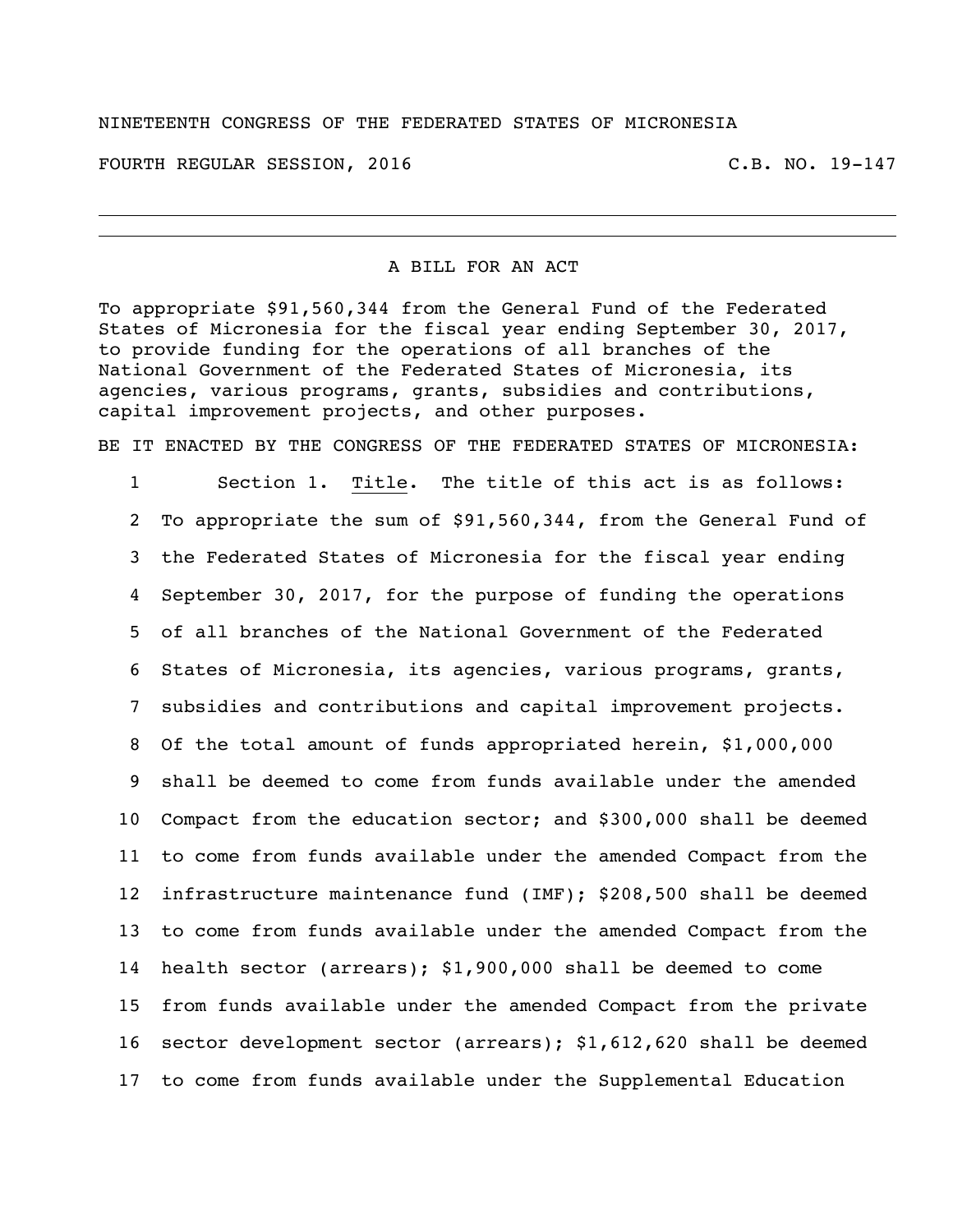NINETEENTH CONGRESS OF THE FEDERATED STATES OF MICRONESIA

FOURTH REGULAR SESSION, 2016 C.B. NO. 19-147

---

A BILL FOR AN ACT

To appropriate $91,560,344 from the General Fund of the Federated States of Micronesia for the fiscal year ending September 30, 2017, to provide funding for the operations of all branches of the National Government of the Federated States of Micronesia, its agencies, various programs, grants, subsidies and contributions, capital improvement projects, and other purposes.

BE IT ENACTED BY THE CONGRESS OF THE FEDERATED STATES OF MICRONESIA:

1 Section 1. Title. The title of this act is as follows:
2 To appropriate the sum of $91,560,344, from the General Fund of
3 the Federated States of Micronesia for the fiscal year ending
4 September 30, 2017, for the purpose of funding the operations
5 of all branches of the National Government of the Federated
6 States of Micronesia, its agencies, various programs, grants,
7 subsidies and contributions and capital improvement projects.
8 Of the total amount of funds appropriated herein, $1,000,000
9 shall be deemed to come from funds available under the amended
10 Compact from the education sector; and $300,000 shall be deemed
11 to come from funds available under the amended Compact from the
12 infrastructure maintenance fund (IMF); $208,500 shall be deemed
13 to come from funds available under the amended Compact from the
14 health sector (arrears); $1,900,000 shall be deemed to come
15 from funds available under the amended Compact from the private
16 sector development sector (arrears); $1,612,620 shall be deemed
17 to come from funds available under the Supplemental Education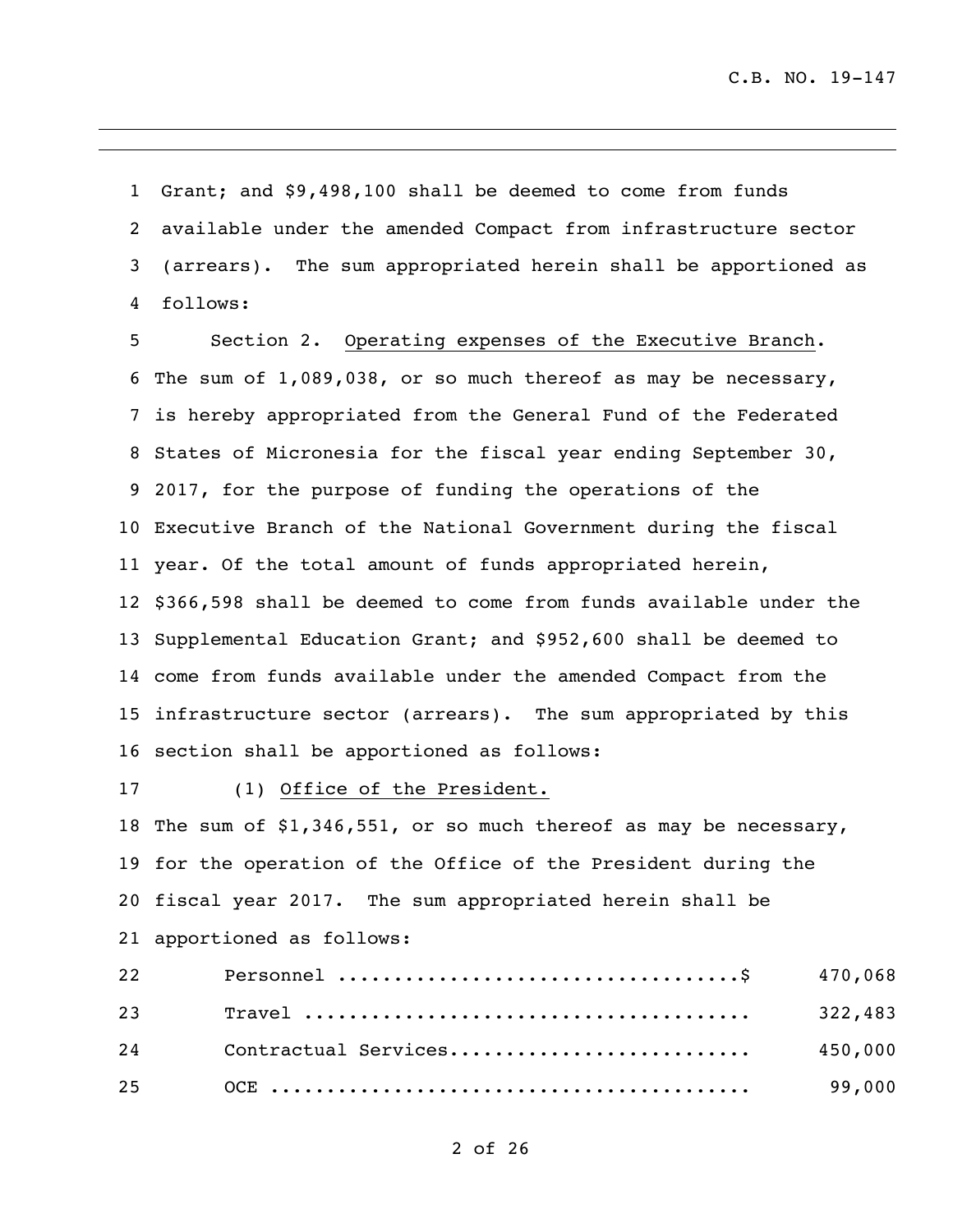Grant; and $9,498,100 shall be deemed to come from funds available under the amended Compact from infrastructure sector (arrears). The sum appropriated herein shall be apportioned as follows:

Section 2. Operating expenses of the Executive Branch. The sum of 1,089,038, or so much thereof as may be necessary, is hereby appropriated from the General Fund of the Federated States of Micronesia for the fiscal year ending September 30, 2017, for the purpose of funding the operations of the Executive Branch of the National Government during the fiscal year. Of the total amount of funds appropriated herein, $366,598 shall be deemed to come from funds available under the Supplemental Education Grant; and $952,600 shall be deemed to come from funds available under the amended Compact from the infrastructure sector (arrears). The sum appropriated by this section shall be apportioned as follows:

(1) Office of the President.
The sum of $1,346,551, or so much thereof as may be necessary, for the operation of the Office of the President during the fiscal year 2017. The sum appropriated herein shall be apportioned as follows:

| | |
|---|---|
| Personnel ....................................$ | 470,068 |
| Travel ........................................ | 322,483 |
| Contractual Services........................... | 450,000 |
| OCE ........................................... | 99,000 |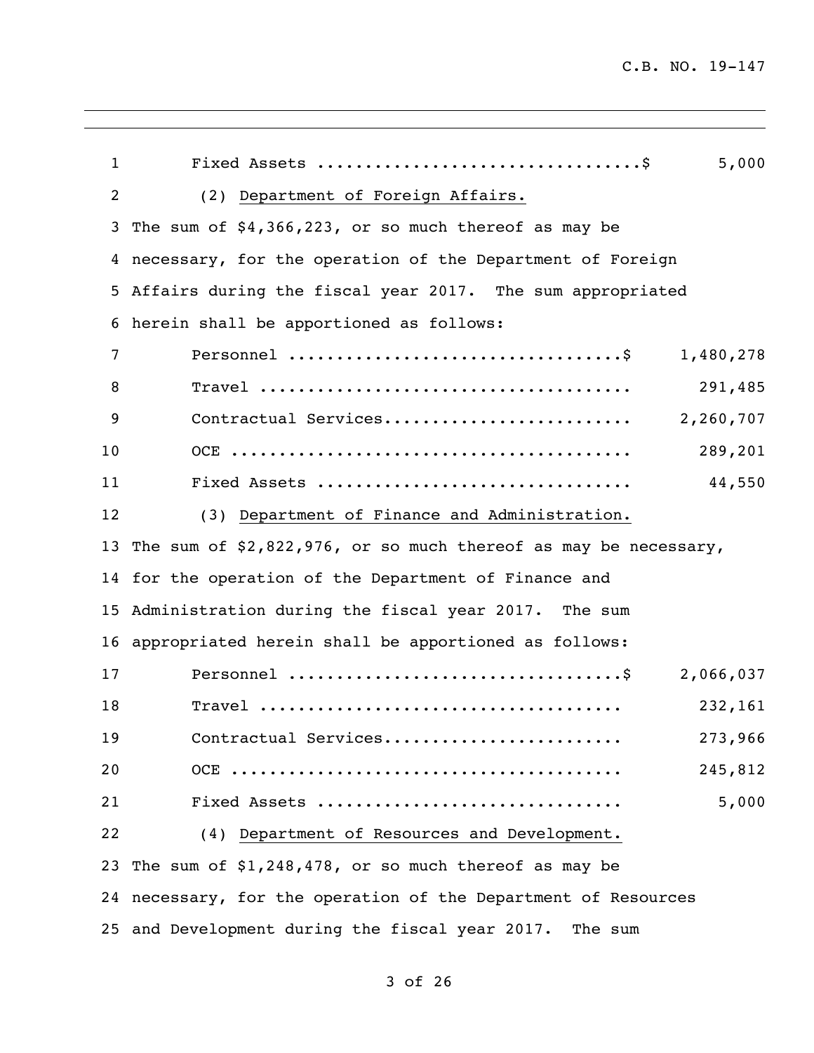Fixed Assets ..................................$ 5,000

(2) <u>Department of Foreign Affairs.</u>

The sum of $4,366,223, or so much thereof as may be necessary, for the operation of the Department of Foreign Affairs during the fiscal year 2017. The sum appropriated herein shall be apportioned as follows:

| | |
|---|---|
| Personnel ..................................$ | 1,480,278 |
| Travel ...................................... | 291,485 |
| Contractual Services.......................... | 2,260,707 |
| OCE .......................................... | 289,201 |
| Fixed Assets ................................ | 44,550 |

(3) <u>Department of Finance and Administration.</u>

The sum of $2,822,976, or so much thereof as may be necessary, for the operation of the Department of Finance and Administration during the fiscal year 2017. The sum appropriated herein shall be apportioned as follows:

| | |
|---|---|
| Personnel ..................................$ | 2,066,037 |
| Travel ..................................... | 232,161 |
| Contractual Services......................... | 273,966 |
| OCE ......................................... | 245,812 |
| Fixed Assets ............................... | 5,000 |

(4) <u>Department of Resources and Development.</u>

The sum of $1,248,478, or so much thereof as may be necessary, for the operation of the Department of Resources and Development during the fiscal year 2017. The sum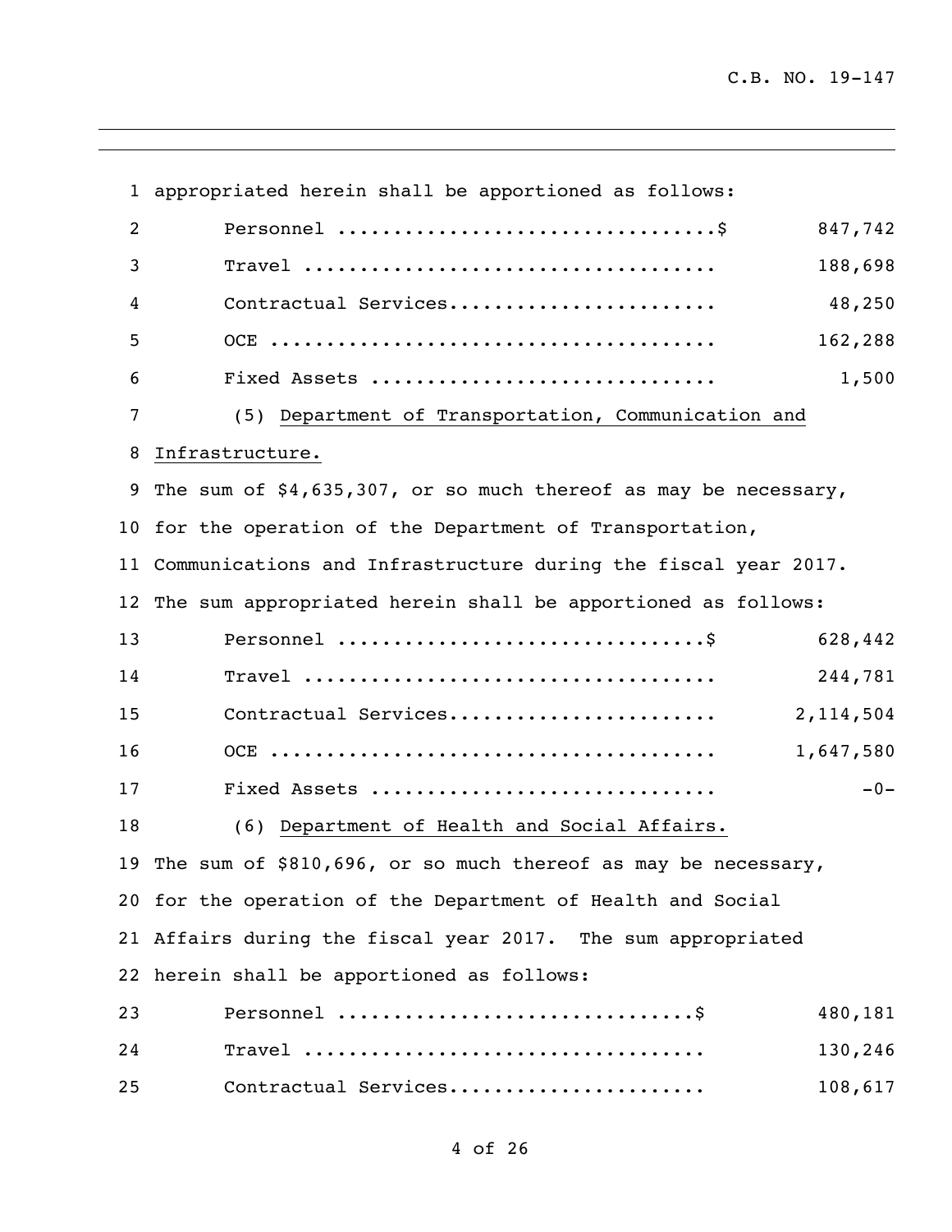appropriated herein shall be apportioned as follows:

| | |
|---|---|
| Personnel ..................................$ | 847,742 |
| Travel ...................................... | 188,698 |
| Contractual Services........................ | 48,250 |
| OCE ......................................... | 162,288 |
| Fixed Assets ............................... | 1,500 |

(5) Department of Transportation, Communication and Infrastructure.

The sum of $4,635,307, or so much thereof as may be necessary, for the operation of the Department of Transportation, Communications and Infrastructure during the fiscal year 2017. The sum appropriated herein shall be apportioned as follows:

| | |
|---|---|
| Personnel .................................$ | 628,442 |
| Travel ...................................... | 244,781 |
| Contractual Services........................ | 2,114,504 |
| OCE ......................................... | 1,647,580 |
| Fixed Assets ............................... | -0- |

(6) Department of Health and Social Affairs.

The sum of $810,696, or so much thereof as may be necessary, for the operation of the Department of Health and Social Affairs during the fiscal year 2017. The sum appropriated herein shall be apportioned as follows:

| | |
|---|---|
| Personnel ................................$ | 480,181 |
| Travel ..................................... | 130,246 |
| Contractual Services....................... | 108,617 |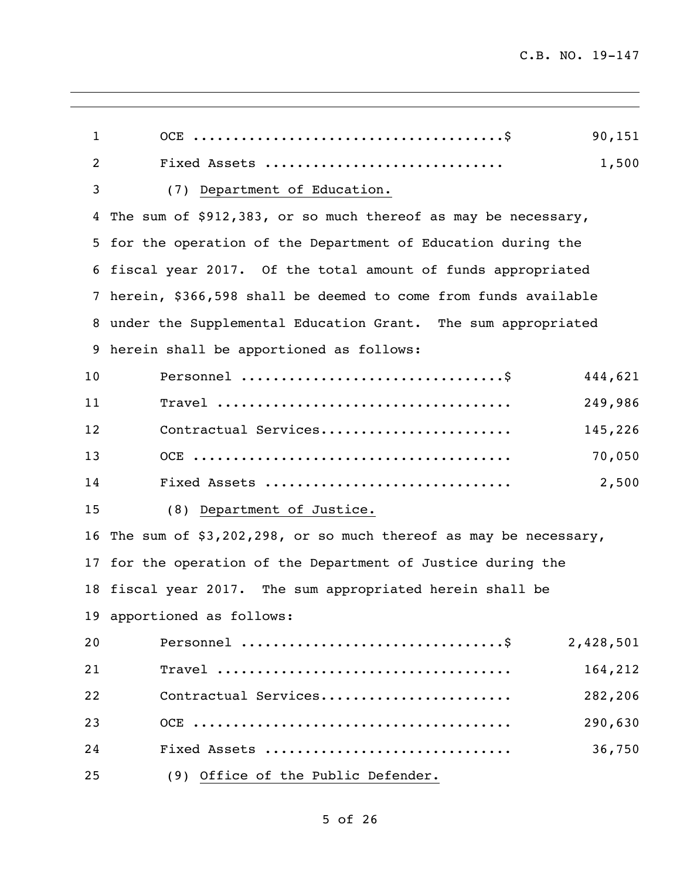| | |
|---|---|
| OCE ........................................$ | 90,151 |
| Fixed Assets ............................. | 1,500 |

(7) Department of Education.

The sum of $912,383, or so much thereof as may be necessary, for the operation of the Department of Education during the fiscal year 2017. Of the total amount of funds appropriated herein, $366,598 shall be deemed to come from funds available under the Supplemental Education Grant. The sum appropriated herein shall be apportioned as follows:

| | |
|---|---|
| Personnel .................................$ | 444,621 |
| Travel ..................................... | 249,986 |
| Contractual Services........................ | 145,226 |
| OCE ........................................ | 70,050 |
| Fixed Assets ............................... | 2,500 |

(8) Department of Justice.

The sum of $3,202,298, or so much thereof as may be necessary, for the operation of the Department of Justice during the fiscal year 2017. The sum appropriated herein shall be apportioned as follows:

| | |
|---|---|
| Personnel .................................$ | 2,428,501 |
| Travel ..................................... | 164,212 |
| Contractual Services........................ | 282,206 |
| OCE ........................................ | 290,630 |
| Fixed Assets ............................... | 36,750 |

(9) Office of the Public Defender.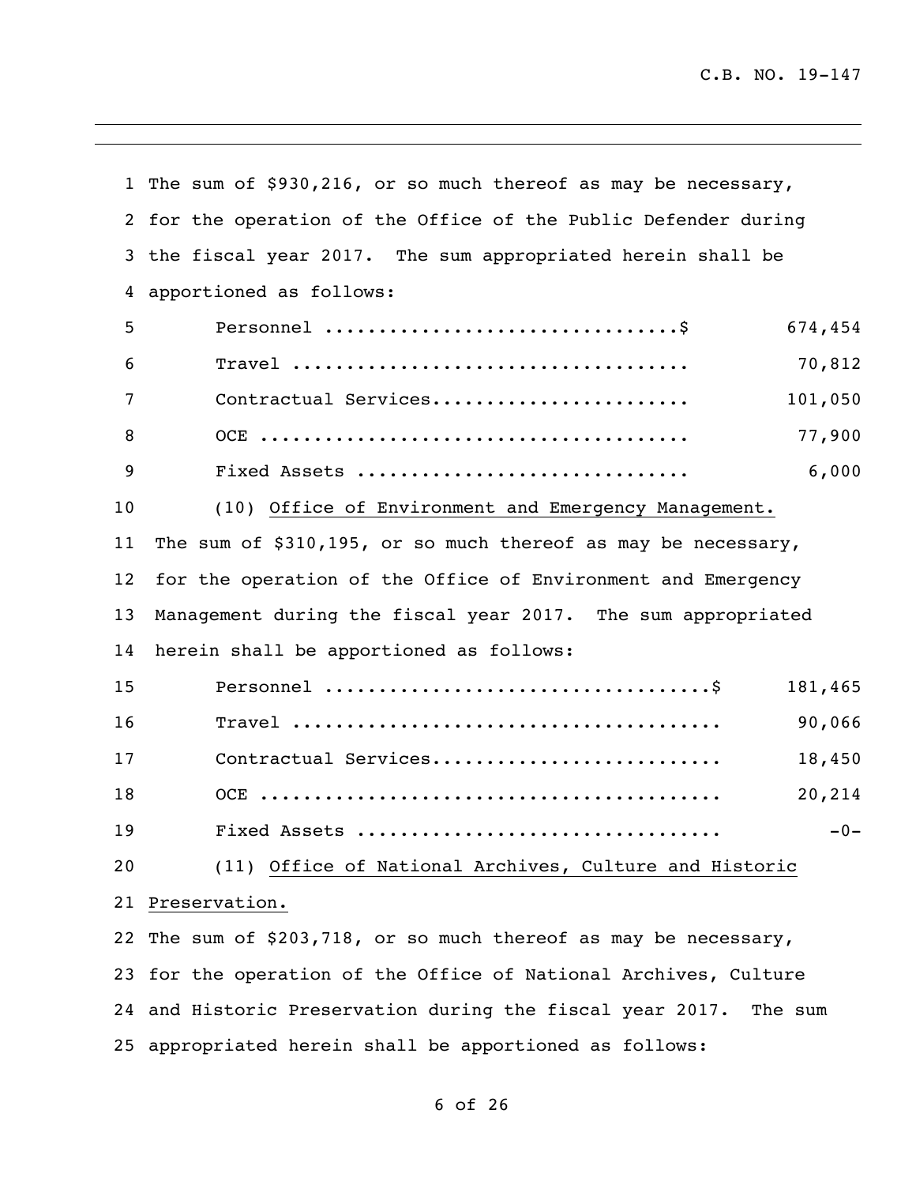The sum of $930,216, or so much thereof as may be necessary, for the operation of the Office of the Public Defender during the fiscal year 2017. The sum appropriated herein shall be apportioned as follows:

| | |
|---|---|
| Personnel ................................$ | 674,454 |
| Travel .................................... | 70,812 |
| Contractual Services....................... | 101,050 |
| OCE ....................................... | 77,900 |
| Fixed Assets .............................. | 6,000 |

(10) Office of Environment and Emergency Management.

The sum of $310,195, or so much thereof as may be necessary, for the operation of the Office of Environment and Emergency Management during the fiscal year 2017. The sum appropriated herein shall be apportioned as follows:

| | |
|---|---|
| Personnel ...................................$ | 181,465 |
| Travel ....................................... | 90,066 |
| Contractual Services.......................... | 18,450 |
| OCE .......................................... | 20,214 |
| Fixed Assets ................................. | -0- |

(11) Office of National Archives, Culture and Historic Preservation.

The sum of $203,718, or so much thereof as may be necessary, for the operation of the Office of National Archives, Culture and Historic Preservation during the fiscal year 2017. The sum appropriated herein shall be apportioned as follows: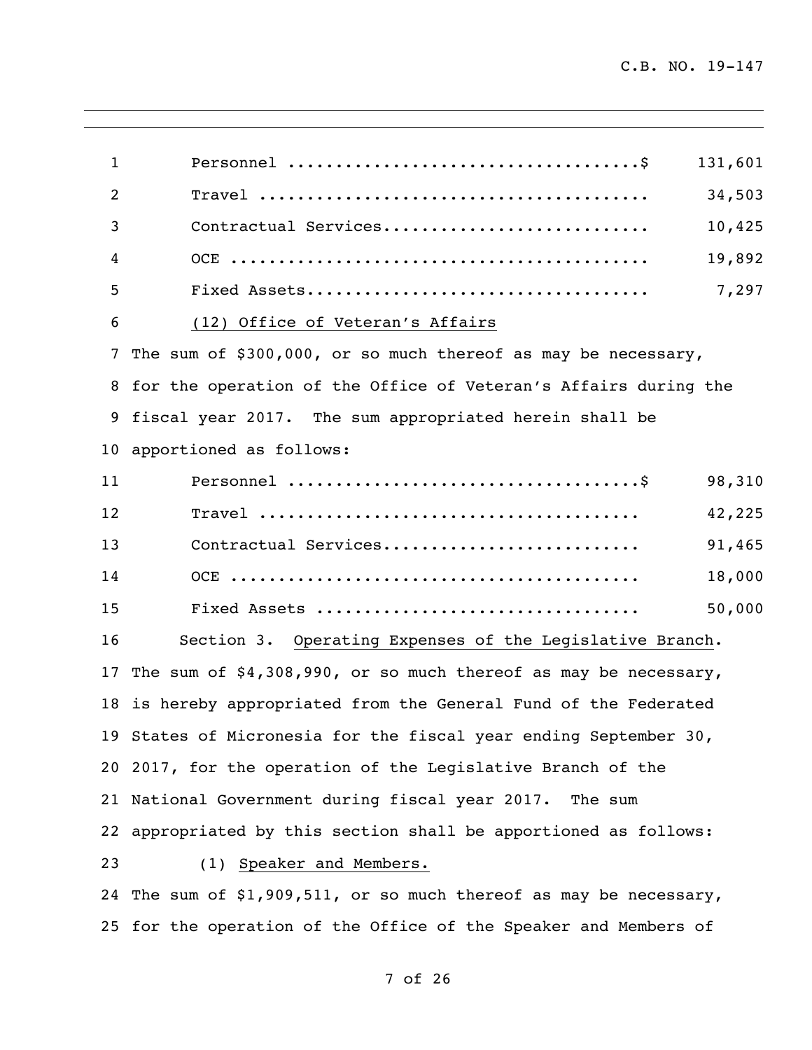| | |
|---|---|
| Personnel ....................................$ | 131,601 |
| Travel ......................................... | 34,503 |
| Contractual Services........................... | 10,425 |
| OCE ............................................ | 19,892 |
| Fixed Assets.................................... | 7,297 |

(12) Office of Veteran's Affairs

The sum of $300,000, or so much thereof as may be necessary, for the operation of the Office of Veteran's Affairs during the fiscal year 2017. The sum appropriated herein shall be apportioned as follows:

| | |
|---|---|
| Personnel ....................................$ | 98,310 |
| Travel ........................................ | 42,225 |
| Contractual Services.......................... | 91,465 |
| OCE ........................................... | 18,000 |
| Fixed Assets ................................. | 50,000 |

Section 3. Operating Expenses of the Legislative Branch. The sum of $4,308,990, or so much thereof as may be necessary, is hereby appropriated from the General Fund of the Federated States of Micronesia for the fiscal year ending September 30, 2017, for the operation of the Legislative Branch of the National Government during fiscal year 2017. The sum appropriated by this section shall be apportioned as follows:

(1) Speaker and Members.

The sum of $1,909,511, or so much thereof as may be necessary, for the operation of the Office of the Speaker and Members of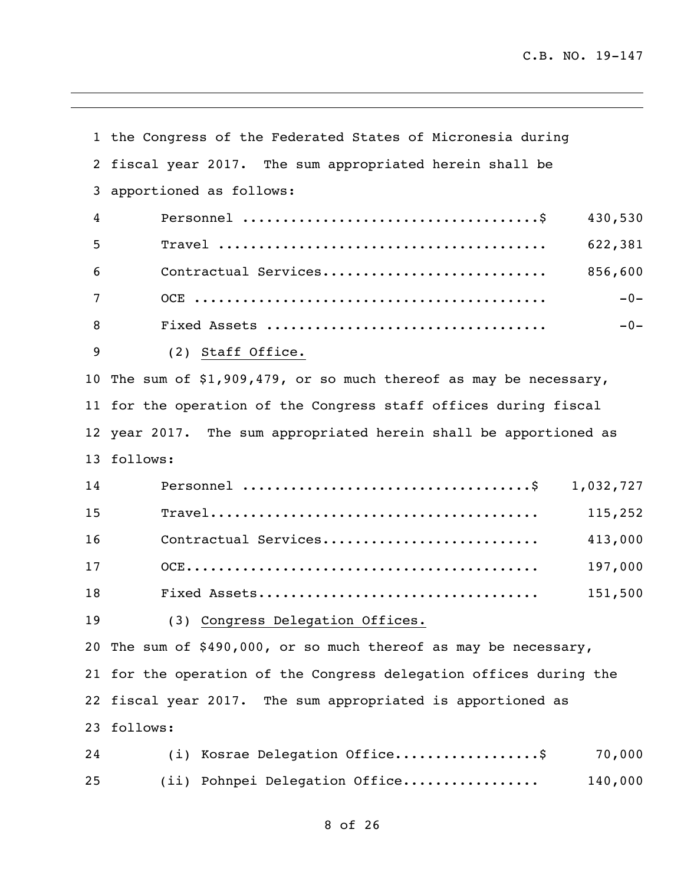the Congress of the Federated States of Micronesia during fiscal year 2017. The sum appropriated herein shall be apportioned as follows:

| | |
|---|---|
| Personnel | $ 430,530 |
| Travel | 622,381 |
| Contractual Services | 856,600 |
| OCE | -0- |
| Fixed Assets | -0- |

(2) Staff Office.

The sum of $1,909,479, or so much thereof as may be necessary, for the operation of the Congress staff offices during fiscal year 2017. The sum appropriated herein shall be apportioned as follows:

| | |
|---|---|
| Personnel | $ 1,032,727 |
| Travel | 115,252 |
| Contractual Services | 413,000 |
| OCE | 197,000 |
| Fixed Assets | 151,500 |

(3) Congress Delegation Offices.

The sum of $490,000, or so much thereof as may be necessary, for the operation of the Congress delegation offices during the fiscal year 2017. The sum appropriated is apportioned as follows:

| | |
|---|---|
| (i) Kosrae Delegation Office | $ 70,000 |
| (ii) Pohnpei Delegation Office | 140,000 |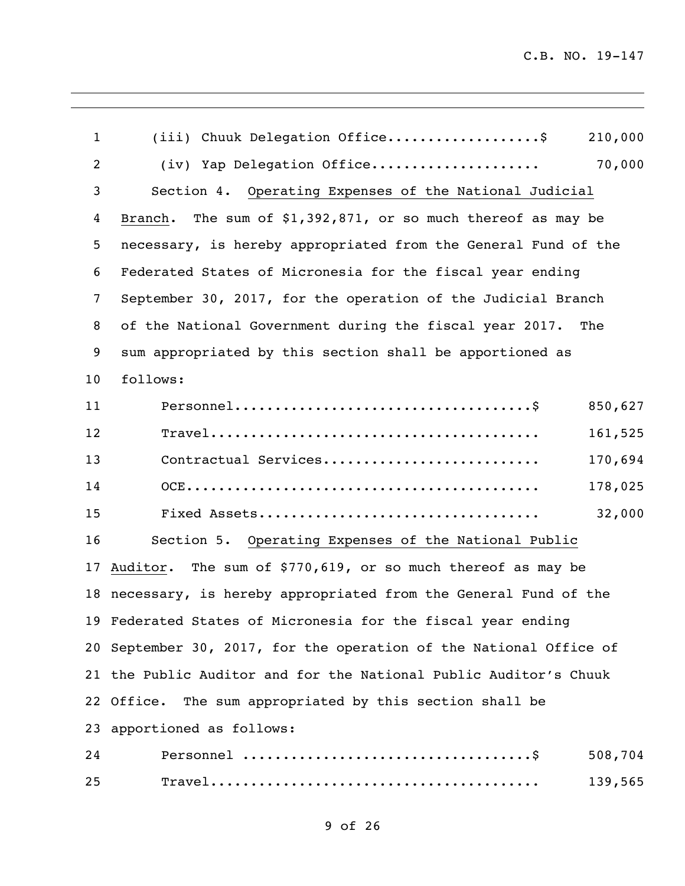(iii) Chuuk Delegation Office...................$ 210,000

(iv) Yap Delegation Office.................... 70,000

Section 4. Operating Expenses of the National Judicial Branch. The sum of $1,392,871, or so much thereof as may be necessary, is hereby appropriated from the General Fund of the Federated States of Micronesia for the fiscal year ending September 30, 2017, for the operation of the Judicial Branch of the National Government during the fiscal year 2017. The sum appropriated by this section shall be apportioned as follows:

| | |
|---|---|
| Personnel....................................$ | 850,627 |
| Travel........................................ | 161,525 |
| Contractual Services.......................... | 170,694 |
| OCE........................................... | 178,025 |
| Fixed Assets.................................. | 32,000 |

Section 5. Operating Expenses of the National Public Auditor. The sum of $770,619, or so much thereof as may be necessary, is hereby appropriated from the General Fund of the Federated States of Micronesia for the fiscal year ending September 30, 2017, for the operation of the National Office of the Public Auditor and for the National Public Auditor's Chuuk Office. The sum appropriated by this section shall be apportioned as follows:

| | |
|---|---|
| Personnel ...................................$ | 508,704 |
| Travel........................................ | 139,565 |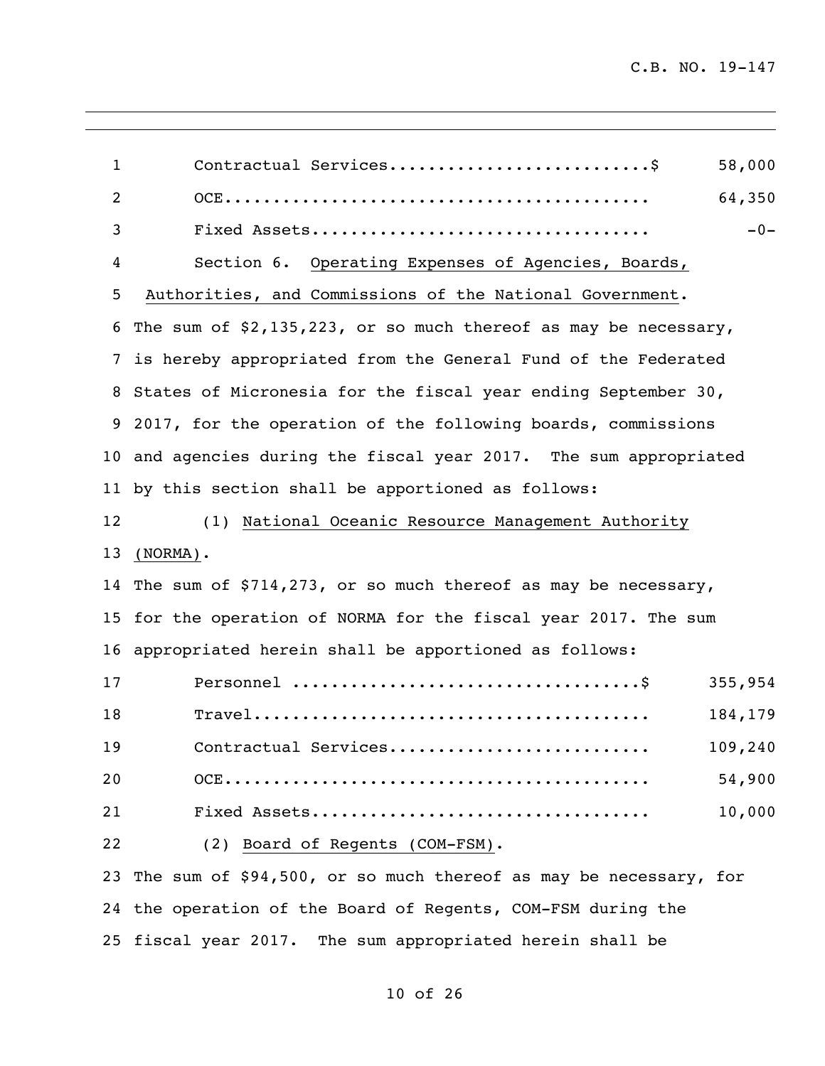| | |
|---|---|
| Contractual Services..........................$ | 58,000 |
| OCE........................................... | 64,350 |
| Fixed Assets.................................. | -0- |

Section 6. Operating Expenses of Agencies, Boards, Authorities, and Commissions of the National Government. The sum of $2,135,223, or so much thereof as may be necessary, is hereby appropriated from the General Fund of the Federated States of Micronesia for the fiscal year ending September 30, 2017, for the operation of the following boards, commissions and agencies during the fiscal year 2017. The sum appropriated by this section shall be apportioned as follows:

(1) National Oceanic Resource Management Authority (NORMA).

The sum of $714,273, or so much thereof as may be necessary, for the operation of NORMA for the fiscal year 2017. The sum appropriated herein shall be apportioned as follows:

| | |
|---|---|
| Personnel ..................................$ | 355,954 |
| Travel........................................ | 184,179 |
| Contractual Services.......................... | 109,240 |
| OCE........................................... | 54,900 |
| Fixed Assets.................................. | 10,000 |

(2) Board of Regents (COM-FSM).

The sum of $94,500, or so much thereof as may be necessary, for the operation of the Board of Regents, COM-FSM during the fiscal year 2017. The sum appropriated herein shall be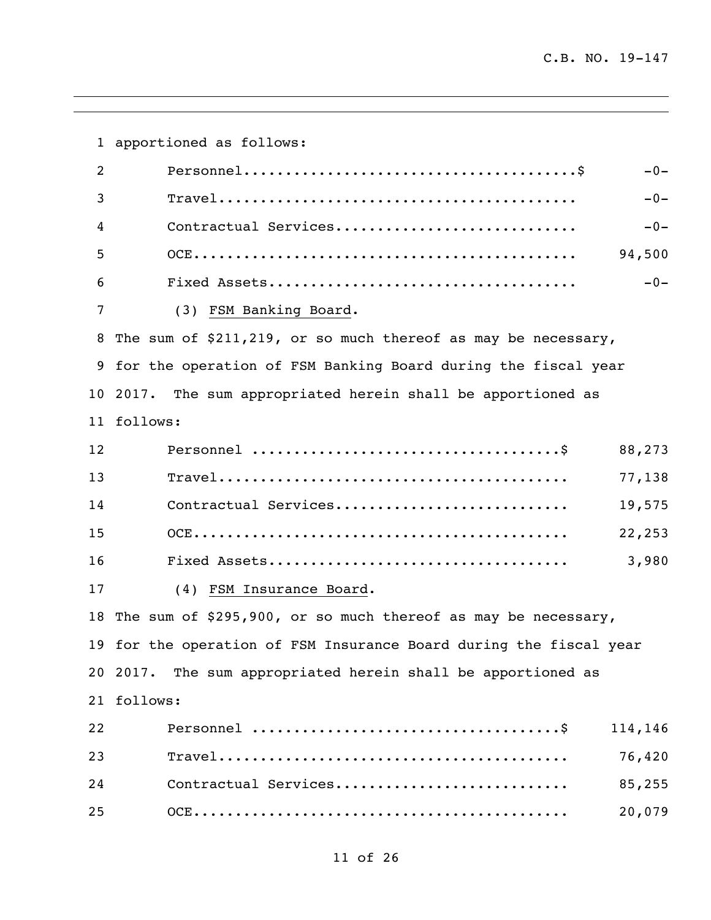apportioned as follows:

| | |
|---|---|
| Personnel........................................$ | -0- |
| Travel.......................................... | -0- |
| Contractual Services............................ | -0- |
| OCE............................................. | 94,500 |
| Fixed Assets.................................... | -0- |

(3) <u>FSM Banking Board</u>.

The sum of $211,219, or so much thereof as may be necessary, for the operation of FSM Banking Board during the fiscal year 2017. The sum appropriated herein shall be apportioned as follows:

| | |
|---|---|
| Personnel ....................................$ | 88,273 |
| Travel.......................................... | 77,138 |
| Contractual Services........................... | 19,575 |
| OCE............................................ | 22,253 |
| Fixed Assets................................... | 3,980 |

(4) <u>FSM Insurance Board</u>.

The sum of $295,900, or so much thereof as may be necessary, for the operation of FSM Insurance Board during the fiscal year 2017. The sum appropriated herein shall be apportioned as follows:

| | |
|---|---|
| Personnel ....................................$ | 114,146 |
| Travel.......................................... | 76,420 |
| Contractual Services........................... | 85,255 |
| OCE............................................ | 20,079 |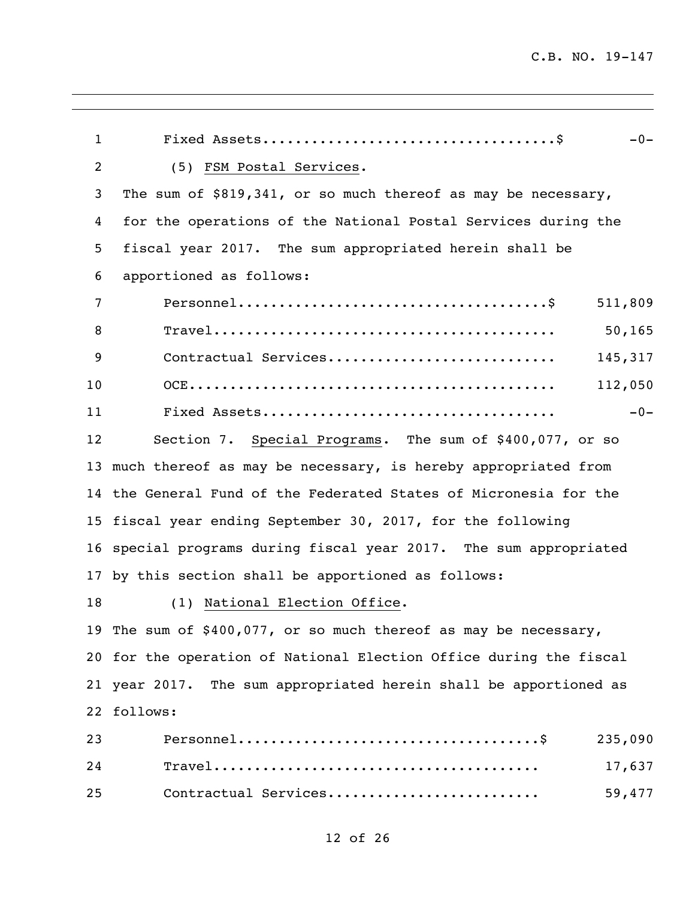Fixed Assets....................................$ -0-

(5) FSM Postal Services.

The sum of $819,341, or so much thereof as may be necessary, for the operations of the National Postal Services during the fiscal year 2017. The sum appropriated herein shall be apportioned as follows:

| | |
|---|---|
| Personnel.....................................$ | 511,809 |
| Travel.......................................... | 50,165 |
| Contractual Services........................... | 145,317 |
| OCE............................................. | 112,050 |
| Fixed Assets.................................... | -0- |

Section 7. Special Programs. The sum of $400,077, or so much thereof as may be necessary, is hereby appropriated from the General Fund of the Federated States of Micronesia for the fiscal year ending September 30, 2017, for the following special programs during fiscal year 2017. The sum appropriated by this section shall be apportioned as follows:

(1) National Election Office.

The sum of $400,077, or so much thereof as may be necessary, for the operation of National Election Office during the fiscal year 2017. The sum appropriated herein shall be apportioned as follows:

| | |
|---|---|
| Personnel....................................$ | 235,090 |
| Travel....................................... | 17,637 |
| Contractual Services......................... | 59,477 |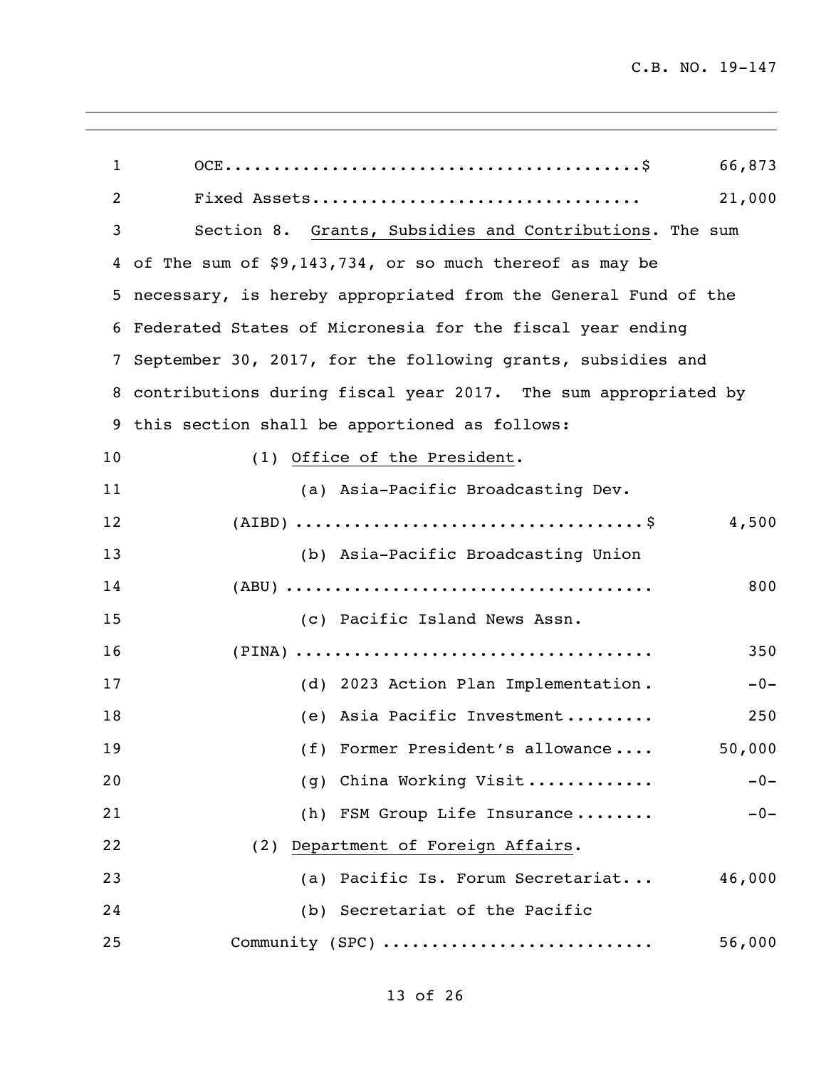OCE..........................................$ 66,873

Fixed Assets................................ 21,000

Section 8. <u>Grants, Subsidies and Contributions</u>. The sum of The sum of $9,143,734, or so much thereof as may be necessary, is hereby appropriated from the General Fund of the Federated States of Micronesia for the fiscal year ending September 30, 2017, for the following grants, subsidies and contributions during fiscal year 2017. The sum appropriated by this section shall be apportioned as follows:

(1) <u>Office of the President</u>.

(a) Asia-Pacific Broadcasting Dev. (AIBD) ..................................$ 4,500

(b) Asia-Pacific Broadcasting Union (ABU) .................................... 800

(c) Pacific Island News Assn. (PINA) ................................... 350

(d) 2023 Action Plan Implementation. -0-

(e) Asia Pacific Investment......... 250

(f) Former President's allowance.... 50,000

(g) China Working Visit............ -0-

(h) FSM Group Life Insurance........ -0-

(2) <u>Department of Foreign Affairs</u>.

(a) Pacific Is. Forum Secretariat... 46,000

(b) Secretariat of the Pacific Community (SPC) .......................... 56,000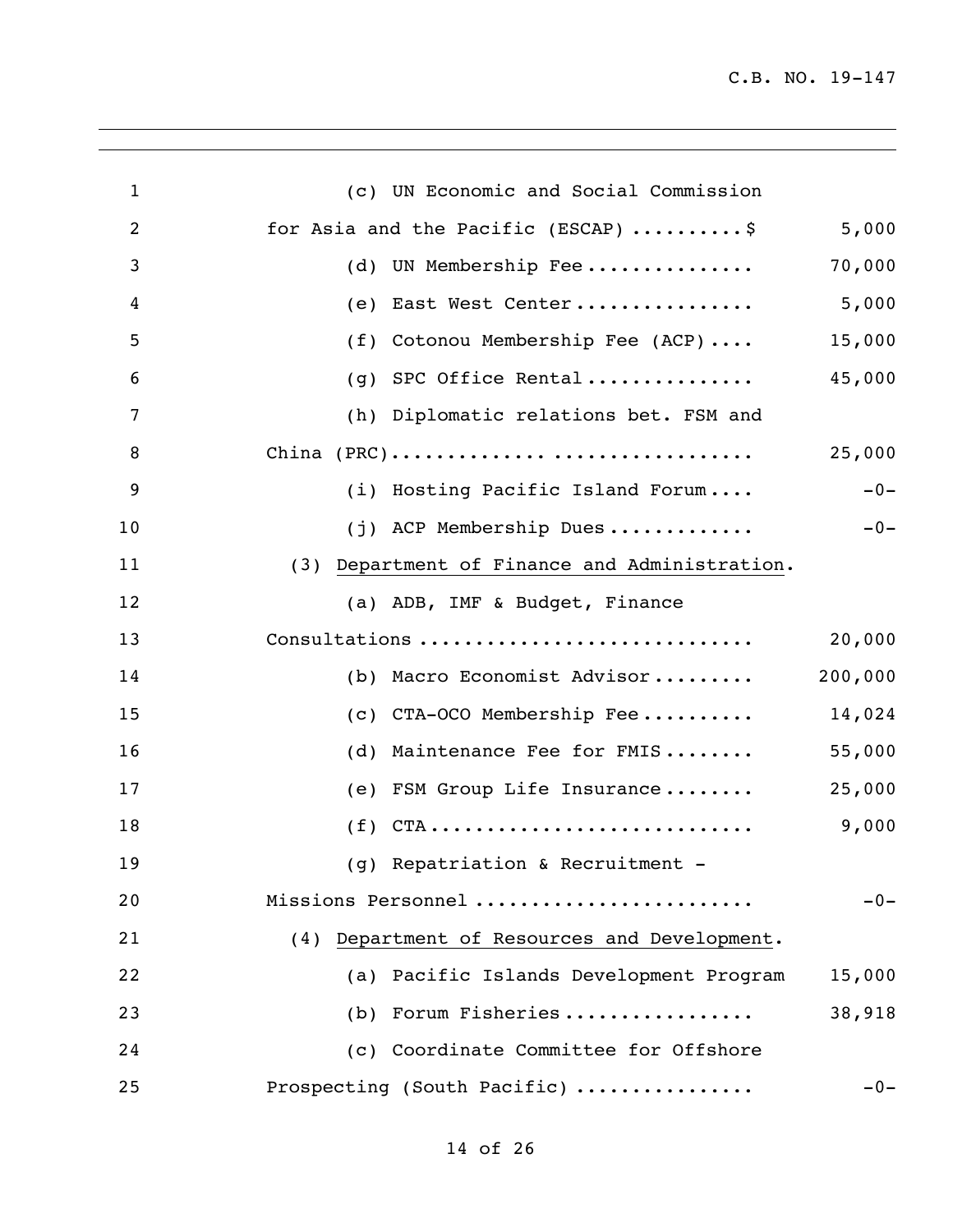(c) UN Economic and Social Commission for Asia and the Pacific (ESCAP) ..........$ 5,000

(d) UN Membership Fee .............. 70,000

(e) East West Center ................ 5,000

(f) Cotonou Membership Fee (ACP) .... 15,000

(g) SPC Office Rental ............... 45,000

(h) Diplomatic relations bet. FSM and China (PRC)............................... 25,000

(i) Hosting Pacific Island Forum .... -0-

(j) ACP Membership Dues ............. -0-

(3) Department of Finance and Administration.

(a) ADB, IMF & Budget, Finance Consultations ............................ 20,000

(b) Macro Economist Advisor ......... 200,000

(c) CTA-OCO Membership Fee .......... 14,024

(d) Maintenance Fee for FMIS ........ 55,000

(e) FSM Group Life Insurance ........ 25,000

(f) CTA ............................. 9,000

(g) Repatriation & Recruitment - Missions Personnel ....................... -0-

(4) Department of Resources and Development.

(a) Pacific Islands Development Program 15,000

(b) Forum Fisheries ................. 38,918

(c) Coordinate Committee for Offshore Prospecting (South Pacific) ............... -0-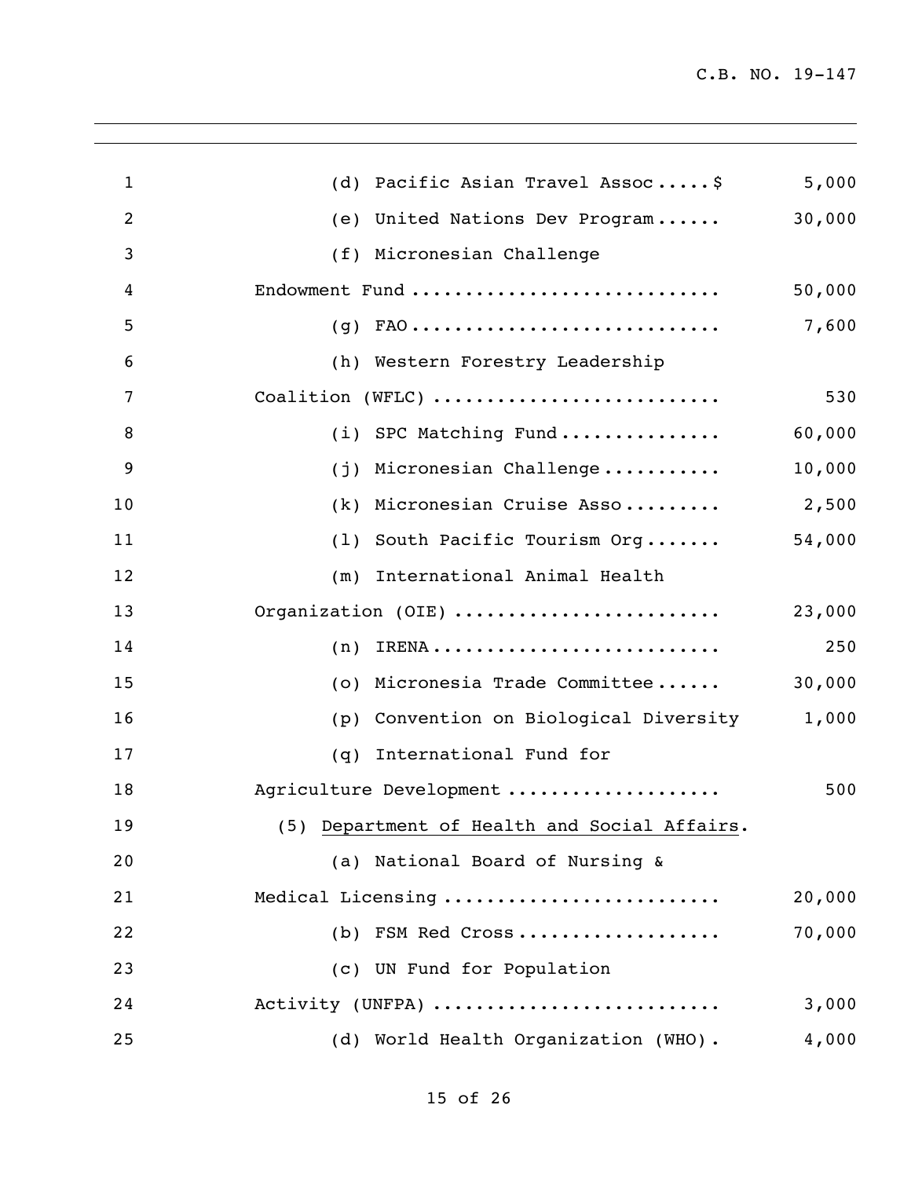| | |
|---|---|
| (d) Pacific Asian Travel Assoc.....$ | 5,000 |
| (e) United Nations Dev Program...... | 30,000 |
| (f) Micronesian Challenge Endowment Fund ............................ | 50,000 |
| (g) FAO ............................ | 7,600 |
| (h) Western Forestry Leadership Coalition (WFLC) .......................... | 530 |
| (i) SPC Matching Fund ............... | 60,000 |
| (j) Micronesian Challenge ........... | 10,000 |
| (k) Micronesian Cruise Asso ......... | 2,500 |
| (l) South Pacific Tourism Org ....... | 54,000 |
| (m) International Animal Health Organization (OIE) ........................ | 23,000 |
| (n) IRENA .......................... | 250 |
| (o) Micronesia Trade Committee ...... | 30,000 |
| (p) Convention on Biological Diversity | 1,000 |
| (q) International Fund for Agriculture Development ................... | 500 |

(5) <u>Department of Health and Social Affairs</u>.

| | |
|---|---|
| (a) National Board of Nursing & Medical Licensing ......................... | 20,000 |
| (b) FSM Red Cross .................. | 70,000 |
| (c) UN Fund for Population Activity (UNFPA) ......................... | 3,000 |
| (d) World Health Organization (WHO). | 4,000 |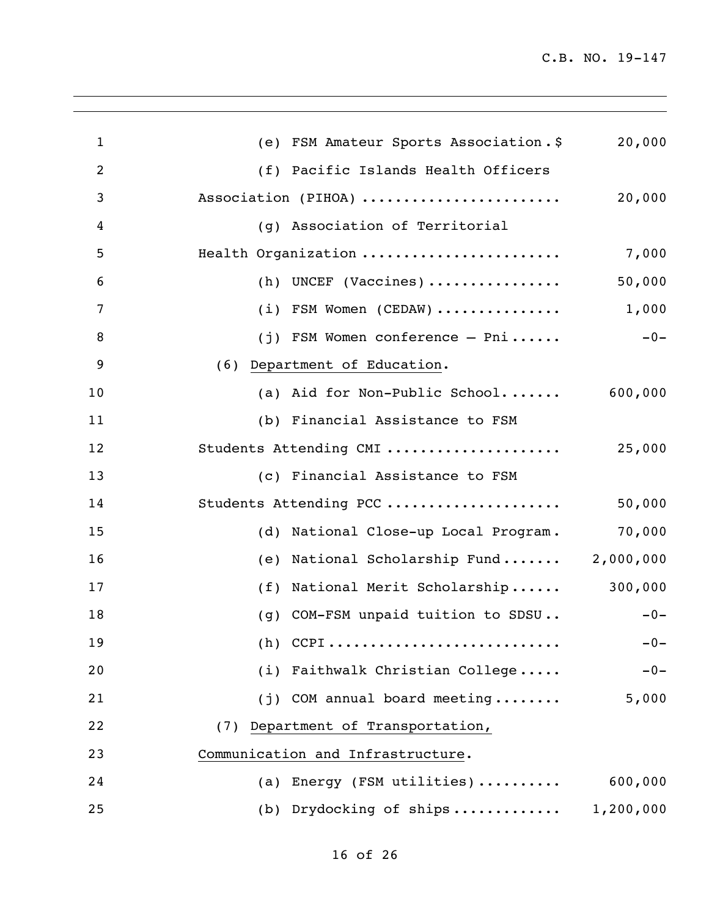| | |
|---|---|
| (e) FSM Amateur Sports Association.$ | 20,000 |
| (f) Pacific Islands Health Officers Association (PIHOA) | 20,000 |
| (g) Association of Territorial Health Organization | 7,000 |
| (h) UNCEF (Vaccines) | 50,000 |
| (i) FSM Women (CEDAW) | 1,000 |
| (j) FSM Women conference – Pni | -0- |

(6) Department of Education.

| | |
|---|---|
| (a) Aid for Non-Public School | 600,000 |
| (b) Financial Assistance to FSM Students Attending CMI | 25,000 |
| (c) Financial Assistance to FSM Students Attending PCC | 50,000 |
| (d) National Close-up Local Program | 70,000 |
| (e) National Scholarship Fund | 2,000,000 |
| (f) National Merit Scholarship | 300,000 |
| (g) COM-FSM unpaid tuition to SDSU | -0- |
| (h) CCPI | -0- |
| (i) Faithwalk Christian College | -0- |
| (j) COM annual board meeting | 5,000 |

(7) Department of Transportation, Communication and Infrastructure.

| | |
|---|---|
| (a) Energy (FSM utilities) | 600,000 |
| (b) Drydocking of ships | 1,200,000 |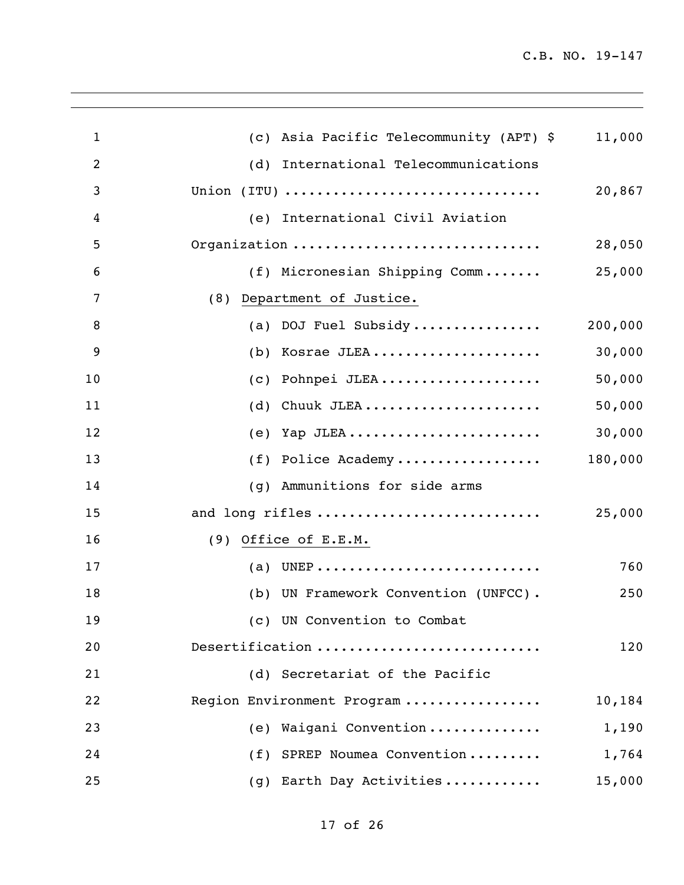| | |
|---|---:|
| (c) Asia Pacific Telecommunity (APT) $ | 11,000 |
| (d) International Telecommunications Union (ITU) | 20,867 |
| (e) International Civil Aviation Organization | 28,050 |
| (f) Micronesian Shipping Comm | 25,000 |
| (8) <u>Department of Justice.</u> | |
| (a) DOJ Fuel Subsidy | 200,000 |
| (b) Kosrae JLEA | 30,000 |
| (c) Pohnpei JLEA | 50,000 |
| (d) Chuuk JLEA | 50,000 |
| (e) Yap JLEA | 30,000 |
| (f) Police Academy | 180,000 |
| (g) Ammunitions for side arms and long rifles | 25,000 |
| (9) <u>Office of E.E.M.</u> | |
| (a) UNEP | 760 |
| (b) UN Framework Convention (UNFCC) | 250 |
| (c) UN Convention to Combat Desertification | 120 |
| (d) Secretariat of the Pacific Region Environment Program | 10,184 |
| (e) Waigani Convention | 1,190 |
| (f) SPREP Noumea Convention | 1,764 |
| (g) Earth Day Activities | 15,000 |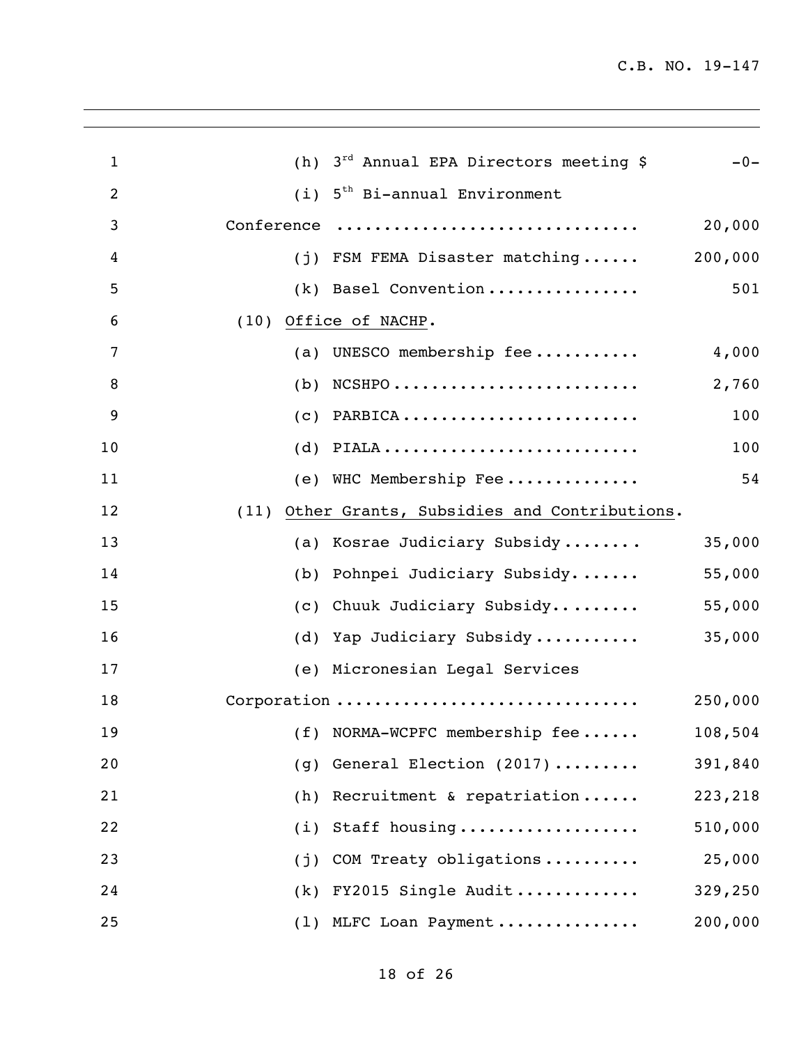| | |
|---|---|
| (h) 3rd Annual EPA Directors meeting $ | -0- |
| (i) 5th Bi-annual Environment Conference ............................ | 20,000 |
| (j) FSM FEMA Disaster matching ...... | 200,000 |
| (k) Basel Convention ................ | 501 |
| (10) <u>Office of NACHP</u>. | |
| (a) UNESCO membership fee ........... | 4,000 |
| (b) NCSHPO .......................... | 2,760 |
| (c) PARBICA ......................... | 100 |
| (d) PIALA ........................... | 100 |
| (e) WHC Membership Fee .............. | 54 |
| (11) <u>Other Grants, Subsidies and Contributions</u>. | |
| (a) Kosrae Judiciary Subsidy ........ | 35,000 |
| (b) Pohnpei Judiciary Subsidy........ | 55,000 |
| (c) Chuuk Judiciary Subsidy.......... | 55,000 |
| (d) Yap Judiciary Subsidy ........... | 35,000 |
| (e) Micronesian Legal Services Corporation .............................. | 250,000 |
| (f) NORMA-WCPFC membership fee ...... | 108,504 |
| (g) General Election (2017) ......... | 391,840 |
| (h) Recruitment & repatriation ...... | 223,218 |
| (i) Staff housing ................... | 510,000 |
| (j) COM Treaty obligations .......... | 25,000 |
| (k) FY2015 Single Audit ............. | 329,250 |
| (l) MLFC Loan Payment ............... | 200,000 |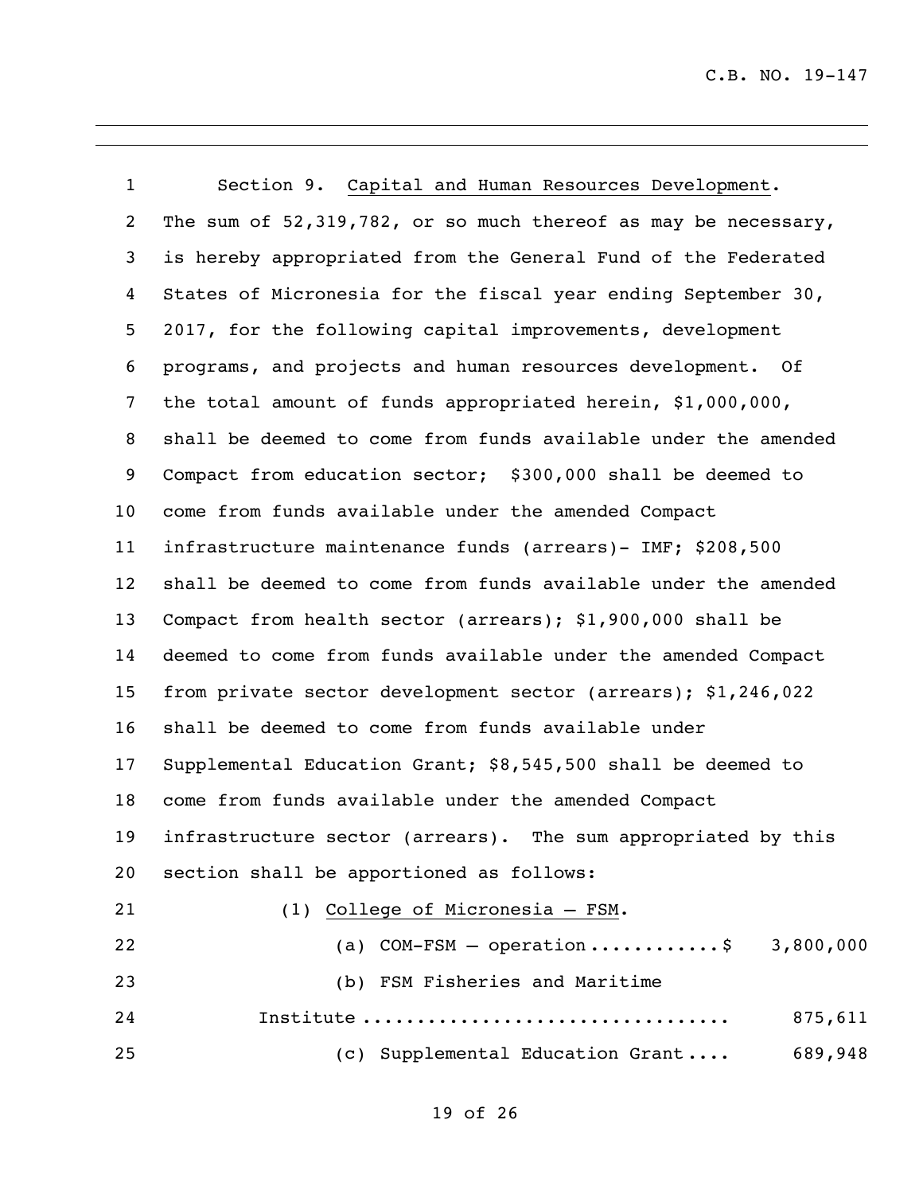Section 9. Capital and Human Resources Development. The sum of 52,319,782, or so much thereof as may be necessary, is hereby appropriated from the General Fund of the Federated States of Micronesia for the fiscal year ending September 30, 2017, for the following capital improvements, development programs, and projects and human resources development. Of the total amount of funds appropriated herein, $1,000,000, shall be deemed to come from funds available under the amended Compact from education sector; $300,000 shall be deemed to come from funds available under the amended Compact infrastructure maintenance funds (arrears)- IMF; $208,500 shall be deemed to come from funds available under the amended Compact from health sector (arrears); $1,900,000 shall be deemed to come from funds available under the amended Compact from private sector development sector (arrears); $1,246,022 shall be deemed to come from funds available under Supplemental Education Grant; $8,545,500 shall be deemed to come from funds available under the amended Compact infrastructure sector (arrears). The sum appropriated by this section shall be apportioned as follows:

(1) College of Micronesia – FSM.

(a) COM-FSM – operation ............ $ 3,800,000

(b) FSM Fisheries and Maritime Institute ................................ 875,611

(c) Supplemental Education Grant .... 689,948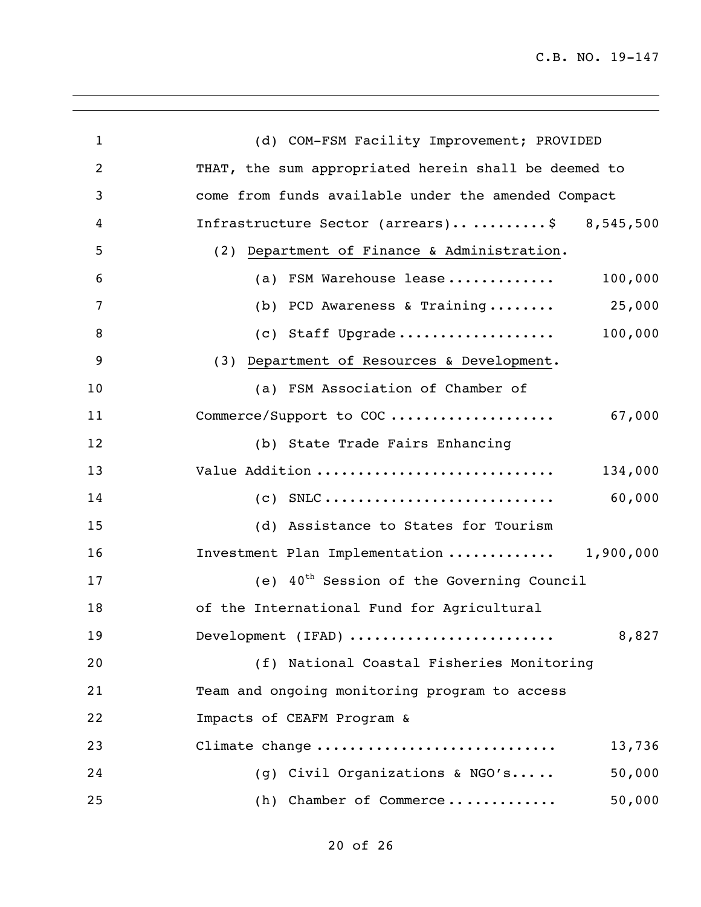(d) COM-FSM Facility Improvement; PROVIDED THAT, the sum appropriated herein shall be deemed to come from funds available under the amended Compact Infrastructure Sector (arrears)............$ 8,545,500

(2) Department of Finance & Administration.

(a) FSM Warehouse lease............ 100,000

(b) PCD Awareness & Training........ 25,000

(c) Staff Upgrade.................. 100,000

(3) Department of Resources & Development.

(a) FSM Association of Chamber of Commerce/Support to COC ................... 67,000

(b) State Trade Fairs Enhancing Value Addition ............................ 134,000

(c) SNLC........................... 60,000

(d) Assistance to States for Tourism Investment Plan Implementation ............ 1,900,000

(e) 40th Session of the Governing Council of the International Fund for Agricultural Development (IFAD) ....................... 8,827

(f) National Coastal Fisheries Monitoring Team and ongoing monitoring program to access Impacts of CEAFM Program & Climate change .......................... 13,736

(g) Civil Organizations & NGO's..... 50,000

(h) Chamber of Commerce............ 50,000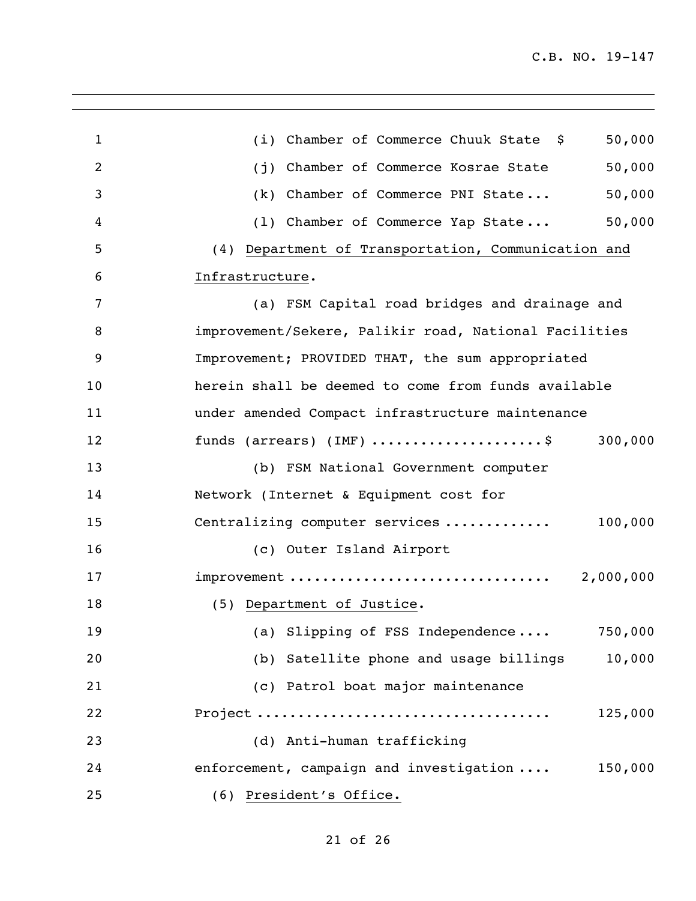(i) Chamber of Commerce Chuuk State $ 50,000

(j) Chamber of Commerce Kosrae State 50,000

(k) Chamber of Commerce PNI State... 50,000

(l) Chamber of Commerce Yap State... 50,000

(4) Department of Transportation, Communication and Infrastructure.

(a) FSM Capital road bridges and drainage and improvement/Sekere, Palikir road, National Facilities Improvement; PROVIDED THAT, the sum appropriated herein shall be deemed to come from funds available under amended Compact infrastructure maintenance funds (arrears) (IMF) ....................$ 300,000

(b) FSM National Government computer Network (Internet & Equipment cost for Centralizing computer services ............ 100,000

(c) Outer Island Airport improvement .............................. 2,000,000

(5) Department of Justice.

(a) Slipping of FSS Independence.... 750,000

(b) Satellite phone and usage billings 10,000

(c) Patrol boat major maintenance Project .................................. 125,000

(d) Anti-human trafficking enforcement, campaign and investigation .... 150,000

(6) President's Office.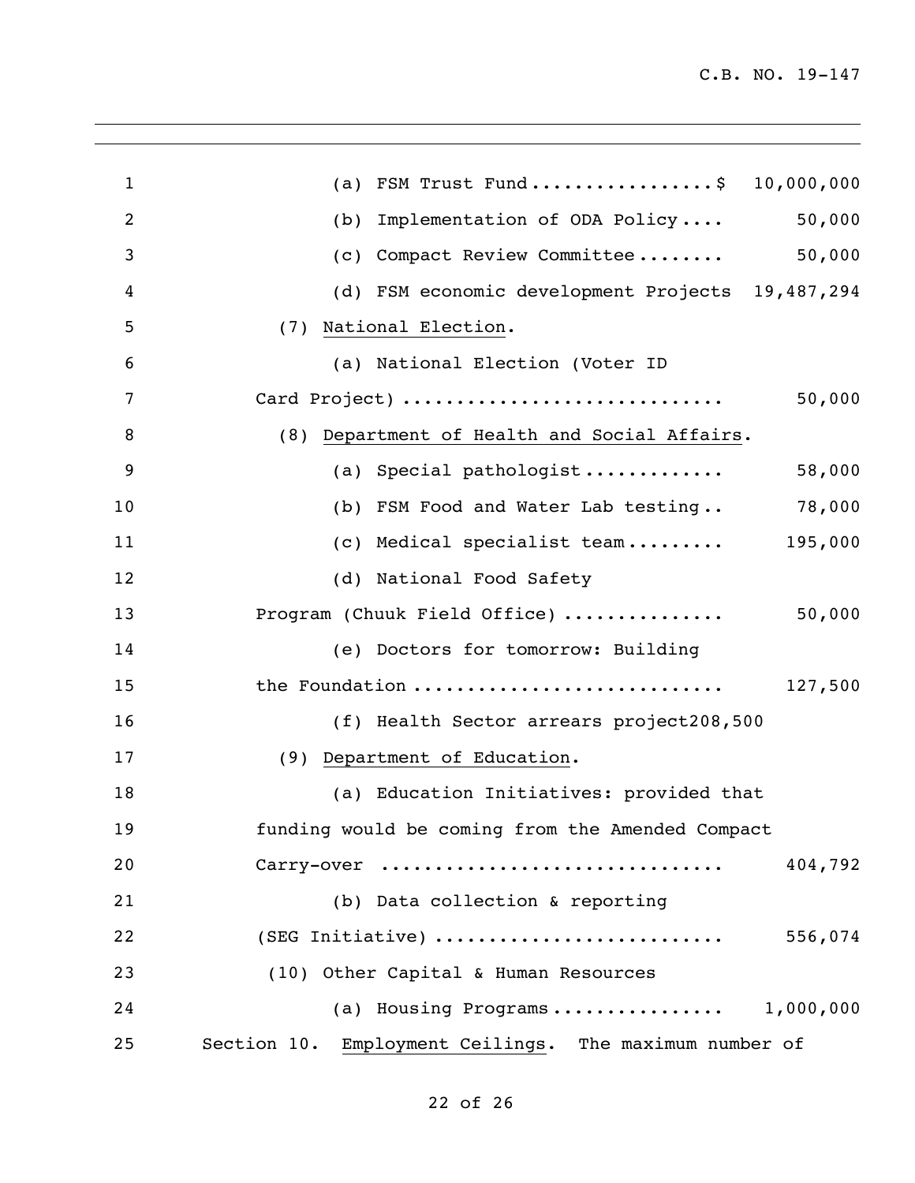(a) FSM Trust Fund.................$ 10,000,000

(b) Implementation of ODA Policy.... 50,000

(c) Compact Review Committee........ 50,000

(d) FSM economic development Projects 19,487,294

(7) National Election.

(a) National Election (Voter ID Card Project) ............................ 50,000

(8) Department of Health and Social Affairs.

(a) Special pathologist............. 58,000

(b) FSM Food and Water Lab testing.. 78,000

(c) Medical specialist team......... 195,000

(d) National Food Safety Program (Chuuk Field Office) ............... 50,000

(e) Doctors for tomorrow: Building the Foundation ........................... 127,500

(f) Health Sector arrears project208,500

(9) Department of Education.

(a) Education Initiatives: provided that funding would be coming from the Amended Compact Carry-over .............................. 404,792

(b) Data collection & reporting (SEG Initiative) .......................... 556,074

(10) Other Capital & Human Resources

(a) Housing Programs............... 1,000,000

Section 10. Employment Ceilings. The maximum number of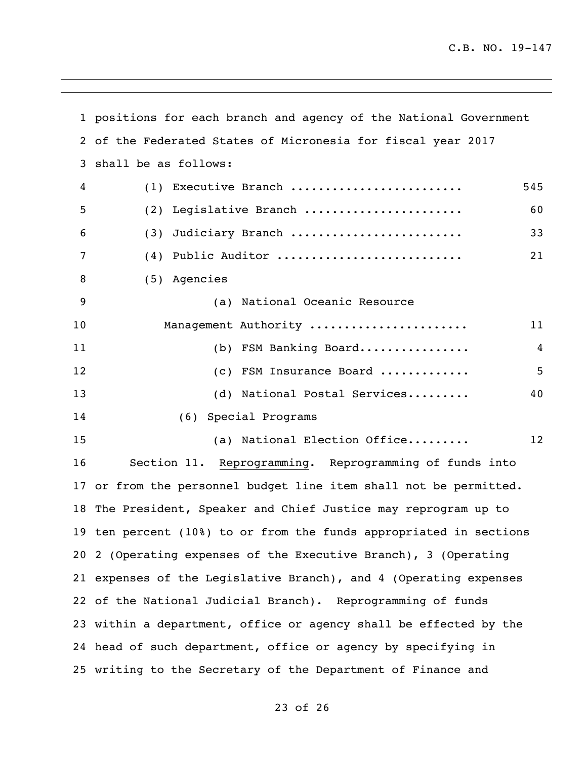positions for each branch and agency of the National Government of the Federated States of Micronesia for fiscal year 2017 shall be as follows:

(1) Executive Branch ........................ 545

(2) Legislative Branch ...................... 60

(3) Judiciary Branch ........................ 33

(4) Public Auditor .......................... 21

(5) Agencies

(a) National Oceanic Resource Management Authority ...................... 11

(b) FSM Banking Board................ 4

(c) FSM Insurance Board ............ 5

(d) National Postal Services......... 40

(6) Special Programs

(a) National Election Office......... 12

Section 11. Reprogramming. Reprogramming of funds into or from the personnel budget line item shall not be permitted. The President, Speaker and Chief Justice may reprogram up to ten percent (10%) to or from the funds appropriated in sections 2 (Operating expenses of the Executive Branch), 3 (Operating expenses of the Legislative Branch), and 4 (Operating expenses of the National Judicial Branch). Reprogramming of funds within a department, office or agency shall be effected by the head of such department, office or agency by specifying in writing to the Secretary of the Department of Finance and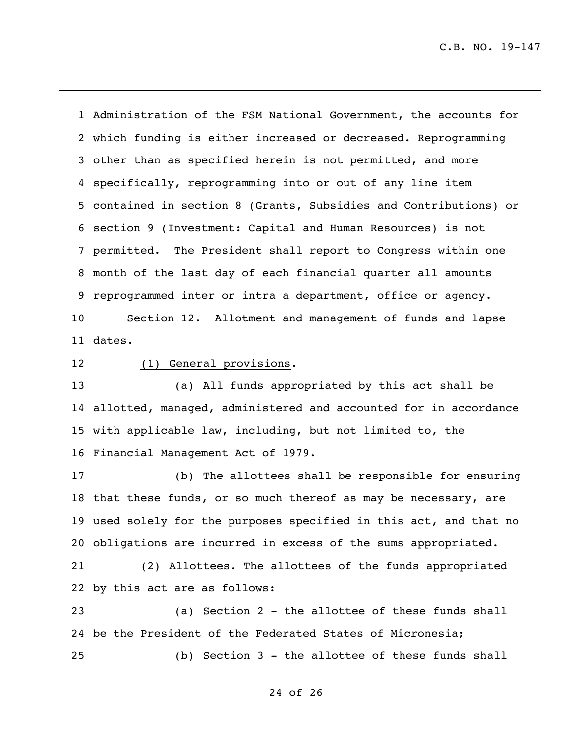Administration of the FSM National Government, the accounts for which funding is either increased or decreased. Reprogramming other than as specified herein is not permitted, and more specifically, reprogramming into or out of any line item contained in section 8 (Grants, Subsidies and Contributions) or section 9 (Investment: Capital and Human Resources) is not permitted. The President shall report to Congress within one month of the last day of each financial quarter all amounts reprogrammed inter or intra a department, office or agency.

Section 12. Allotment and management of funds and lapse dates.

(1) General provisions.

(a) All funds appropriated by this act shall be allotted, managed, administered and accounted for in accordance with applicable law, including, but not limited to, the Financial Management Act of 1979.

(b) The allottees shall be responsible for ensuring that these funds, or so much thereof as may be necessary, are used solely for the purposes specified in this act, and that no obligations are incurred in excess of the sums appropriated.

(2) Allottees. The allottees of the funds appropriated by this act are as follows:

(a) Section 2 - the allottee of these funds shall be the President of the Federated States of Micronesia;

(b) Section 3 - the allottee of these funds shall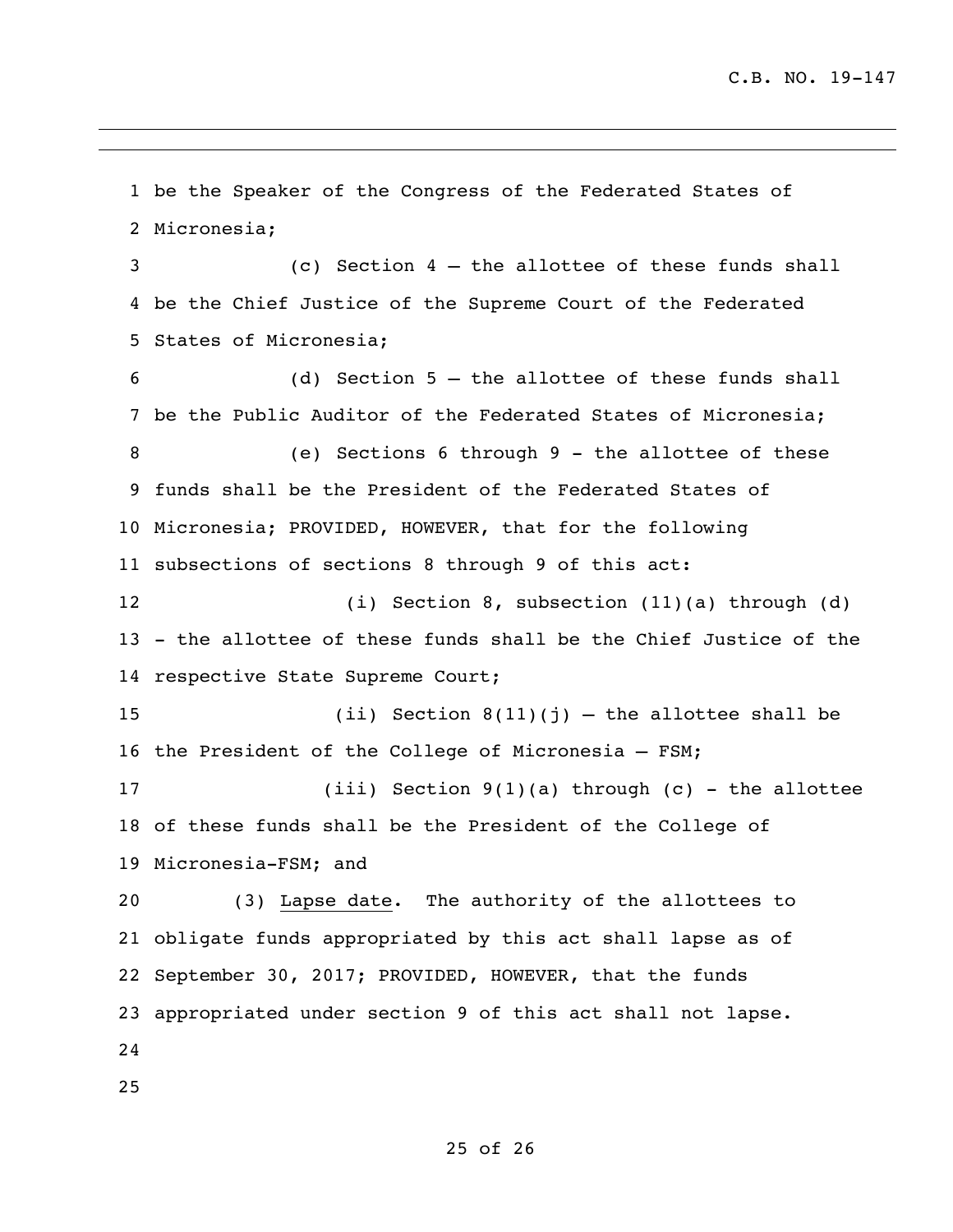be the Speaker of the Congress of the Federated States of Micronesia;

(c) Section 4 – the allottee of these funds shall be the Chief Justice of the Supreme Court of the Federated States of Micronesia;

(d) Section 5 – the allottee of these funds shall be the Public Auditor of the Federated States of Micronesia;

(e) Sections 6 through 9 - the allottee of these funds shall be the President of the Federated States of Micronesia; PROVIDED, HOWEVER, that for the following subsections of sections 8 through 9 of this act:

(i) Section 8, subsection (11)(a) through (d) - the allottee of these funds shall be the Chief Justice of the respective State Supreme Court;

(ii) Section 8(11)(j) – the allottee shall be the President of the College of Micronesia – FSM;

(iii) Section 9(1)(a) through (c) - the allottee of these funds shall be the President of the College of Micronesia-FSM; and

(3) Lapse date. The authority of the allottees to obligate funds appropriated by this act shall lapse as of September 30, 2017; PROVIDED, HOWEVER, that the funds appropriated under section 9 of this act shall not lapse.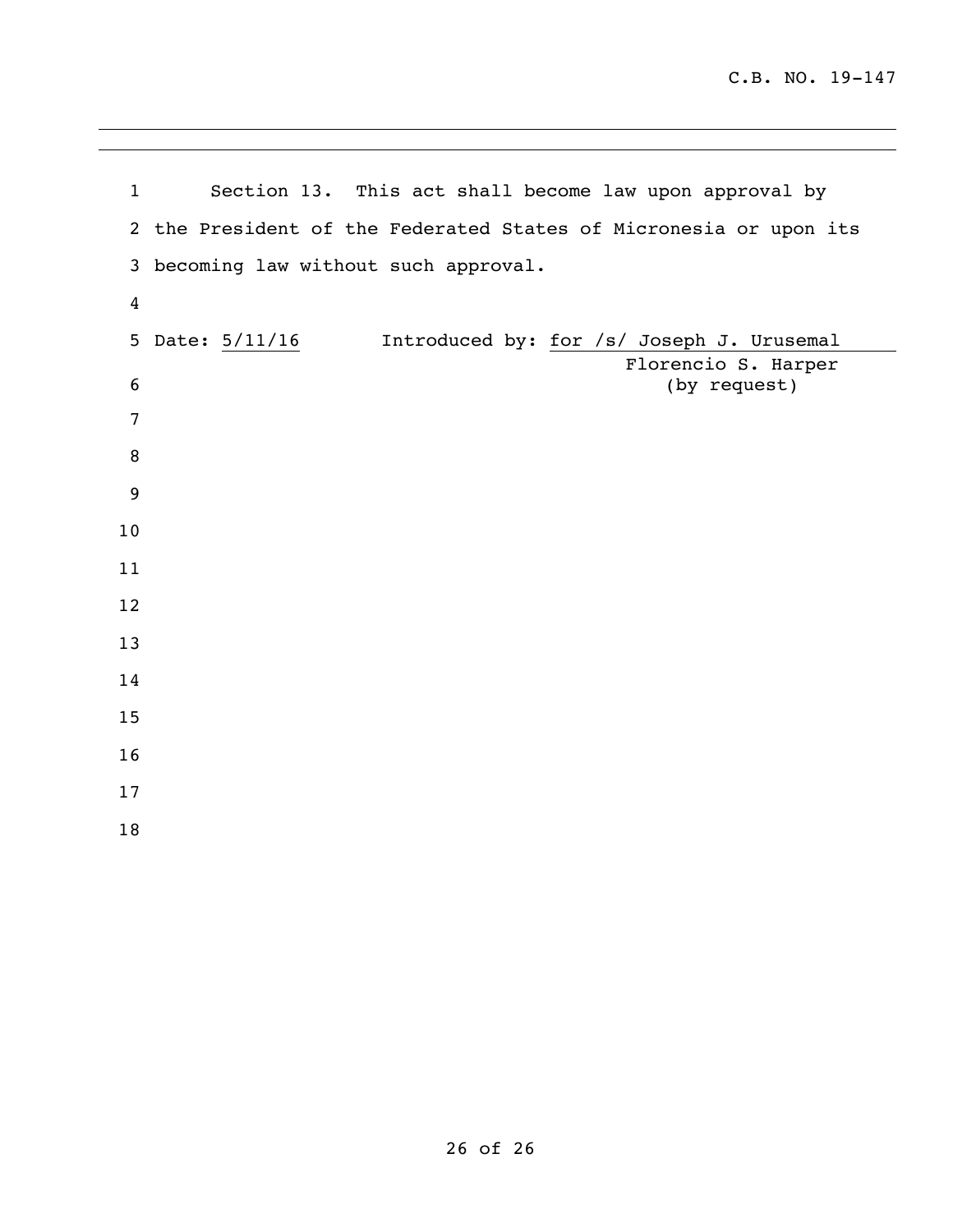Section 13. This act shall become law upon approval by the President of the Federated States of Micronesia or upon its becoming law without such approval.

Date: 5/11/16    Introduced by: for /s/ Joseph J. Urusemal

Florencio S. Harper
(by request)